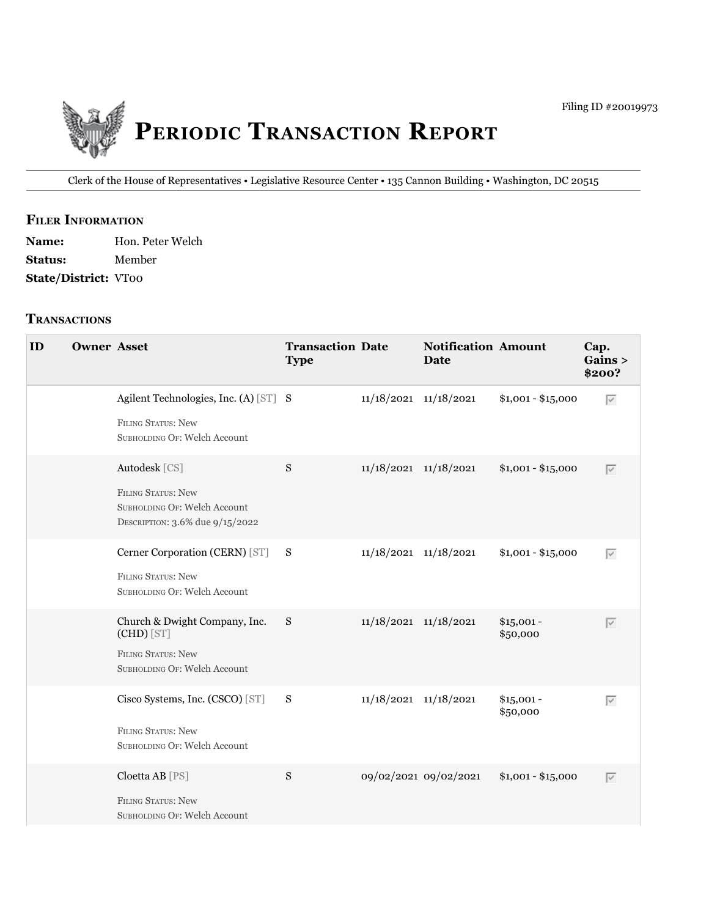Filing ID #20019973

# Periodic Transaction Report

Clerk of the House of Representatives • Legislative Resource Center • 135 Cannon Building • Washington, DC 20515

## Filer Information

**Name:** Hon. Peter Welch

**Status:** Member

**State/District:** VT00

## Transactions

| ID | Owner | Asset | Transaction Type | Date | Notification Date | Amount | Cap. Gains > $200? |
|---|---|---|---|---|---|---|---|
| | | Agilent Technologies, Inc. (A) [ST]<br>Filing Status: New<br>Subholding Of: Welch Account | S | 11/18/2021 | 11/18/2021 | $1,001 - $15,000 | ☑ |
| | | Autodesk [CS]<br>Filing Status: New<br>Subholding Of: Welch Account<br>Description: 3.6% due 9/15/2022 | S | 11/18/2021 | 11/18/2021 | $1,001 - $15,000 | ☑ |
| | | Cerner Corporation (CERN) [ST]<br>Filing Status: New<br>Subholding Of: Welch Account | S | 11/18/2021 | 11/18/2021 | $1,001 - $15,000 | ☑ |
| | | Church & Dwight Company, Inc. (CHD) [ST]<br>Filing Status: New<br>Subholding Of: Welch Account | S | 11/18/2021 | 11/18/2021 | $15,001 - $50,000 | ☑ |
| | | Cisco Systems, Inc. (CSCO) [ST]<br>Filing Status: New<br>Subholding Of: Welch Account | S | 11/18/2021 | 11/18/2021 | $15,001 - $50,000 | ☑ |
| | | Cloetta AB [PS]<br>Filing Status: New<br>Subholding Of: Welch Account | S | 09/02/2021 | 09/02/2021 | $1,001 - $15,000 | ☑ |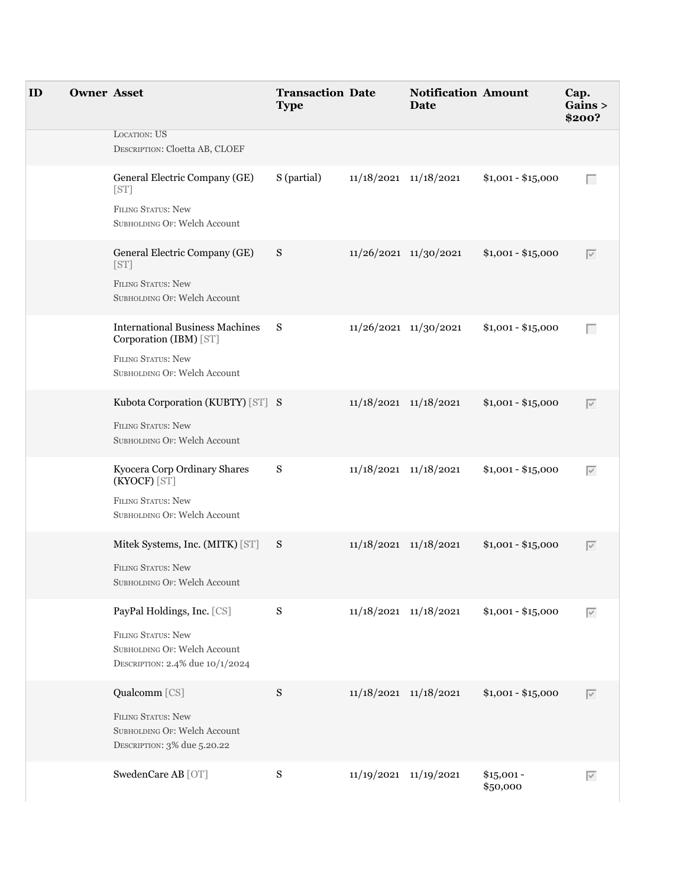| ID | Owner | Asset | Transaction Type | Date | Notification Date | Amount | Cap. Gains > $200? |
|---|---|---|---|---|---|---|---|
| | | LOCATION: US<br>DESCRIPTION: Cloetta AB, CLOEF | | | | | |
| | | General Electric Company (GE) [ST]<br>FILING STATUS: New<br>SUBHOLDING OF: Welch Account | S (partial) | 11/18/2021 | 11/18/2021 | $1,001 - $15,000 | ☐ |
| | | General Electric Company (GE) [ST]<br>FILING STATUS: New<br>SUBHOLDING OF: Welch Account | S | 11/26/2021 | 11/30/2021 | $1,001 - $15,000 | ☑ |
| | | International Business Machines Corporation (IBM) [ST]<br>FILING STATUS: New<br>SUBHOLDING OF: Welch Account | S | 11/26/2021 | 11/30/2021 | $1,001 - $15,000 | ☐ |
| | | Kubota Corporation (KUBTY) [ST]<br>FILING STATUS: New<br>SUBHOLDING OF: Welch Account | S | 11/18/2021 | 11/18/2021 | $1,001 - $15,000 | ☑ |
| | | Kyocera Corp Ordinary Shares (KYOCF) [ST]<br>FILING STATUS: New<br>SUBHOLDING OF: Welch Account | S | 11/18/2021 | 11/18/2021 | $1,001 - $15,000 | ☑ |
| | | Mitek Systems, Inc. (MITK) [ST]<br>FILING STATUS: New<br>SUBHOLDING OF: Welch Account | S | 11/18/2021 | 11/18/2021 | $1,001 - $15,000 | ☑ |
| | | PayPal Holdings, Inc. [CS]<br>FILING STATUS: New<br>SUBHOLDING OF: Welch Account<br>DESCRIPTION: 2.4% due 10/1/2024 | S | 11/18/2021 | 11/18/2021 | $1,001 - $15,000 | ☑ |
| | | Qualcomm [CS]<br>FILING STATUS: New<br>SUBHOLDING OF: Welch Account<br>DESCRIPTION: 3% due 5.20.22 | S | 11/18/2021 | 11/18/2021 | $1,001 - $15,000 | ☑ |
| | | SwedenCare AB [OT] | S | 11/19/2021 | 11/19/2021 | $15,001 - $50,000 | ☑ |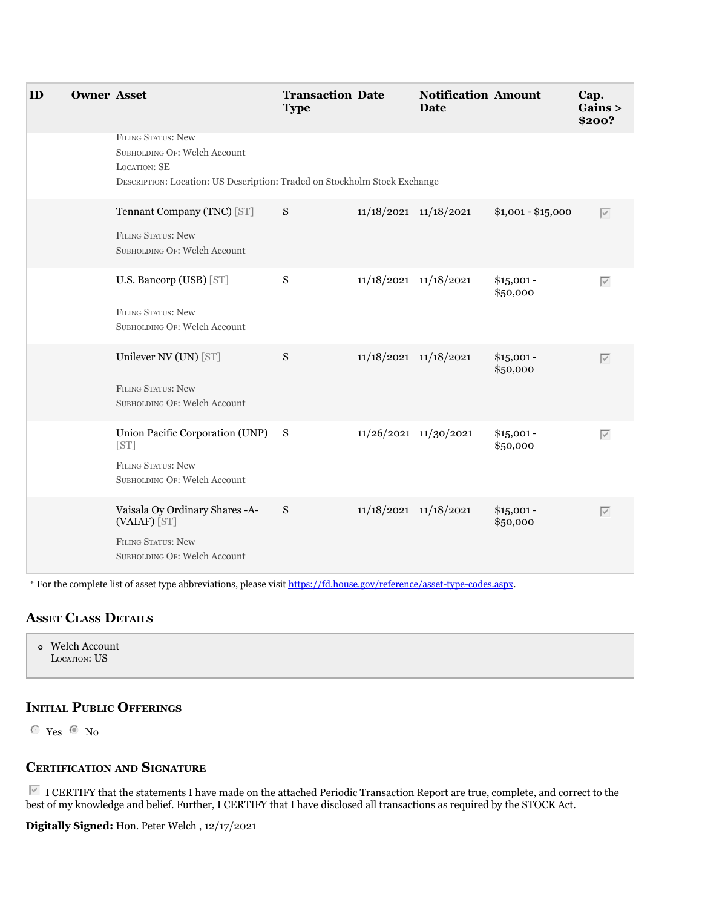| ID | Owner | Asset | Transaction Type | Date | Notification Date | Amount | Cap. Gains > $200? |
|---|---|---|---|---|---|---|---|
| | | FILING STATUS: New<br>SUBHOLDING OF: Welch Account<br>LOCATION: SE<br>DESCRIPTION: Location: US Description: Traded on Stockholm Stock Exchange | | | | | |
| | | Tennant Company (TNC) [ST]<br>FILING STATUS: New<br>SUBHOLDING OF: Welch Account | S | 11/18/2021 | 11/18/2021 | $1,001 - $15,000 | ☑ |
| | | U.S. Bancorp (USB) [ST]<br>FILING STATUS: New<br>SUBHOLDING OF: Welch Account | S | 11/18/2021 | 11/18/2021 | $15,001 - $50,000 | ☑ |
| | | Unilever NV (UN) [ST]<br>FILING STATUS: New<br>SUBHOLDING OF: Welch Account | S | 11/18/2021 | 11/18/2021 | $15,001 - $50,000 | ☑ |
| | | Union Pacific Corporation (UNP) [ST]<br>FILING STATUS: New<br>SUBHOLDING OF: Welch Account | S | 11/26/2021 | 11/30/2021 | $15,001 - $50,000 | ☑ |
| | | Vaisala Oy Ordinary Shares -A- (VAIAF) [ST]<br>FILING STATUS: New<br>SUBHOLDING OF: Welch Account | S | 11/18/2021 | 11/18/2021 | $15,001 - $50,000 | ☑ |

* For the complete list of asset type abbreviations, please visit https://fd.house.gov/reference/asset-type-codes.aspx.

## Asset Class Details

- Welch Account
  LOCATION: US

## Initial Public Offerings

○ Yes ● No

## Certification and Signature

☑ I CERTIFY that the statements I have made on the attached Periodic Transaction Report are true, complete, and correct to the best of my knowledge and belief. Further, I CERTIFY that I have disclosed all transactions as required by the STOCK Act.

**Digitally Signed:** Hon. Peter Welch , 12/17/2021